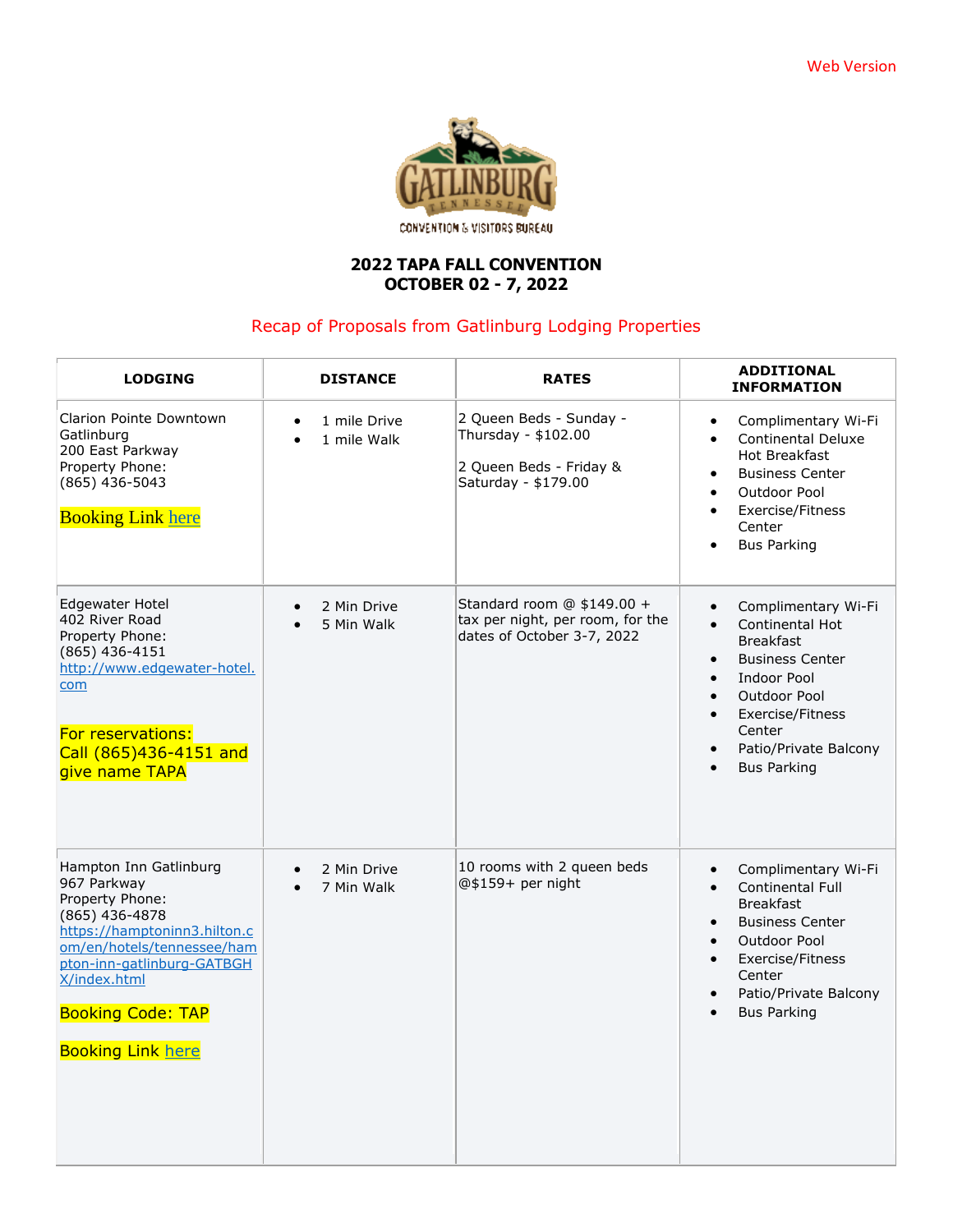Web Version

GATLINBURG TENNESSEE CONVENTION & VISITORS BUREAU

**2022 TAPA FALL CONVENTION**
**OCTOBER 02 - 7, 2022**

Recap of Proposals from Gatlinburg Lodging Properties

| LODGING | DISTANCE | RATES | ADDITIONAL INFORMATION |
|---|---|---|---|
| Clarion Pointe Downtown Gatlinburg<br>200 East Parkway<br>Property Phone:<br>(865) 436-5043<br><br>Booking Link here | • 1 mile Drive<br>• 1 mile Walk | 2 Queen Beds - Sunday - Thursday - $102.00<br><br>2 Queen Beds - Friday & Saturday - $179.00 | • Complimentary Wi-Fi<br>• Continental Deluxe Hot Breakfast<br>• Business Center<br>• Outdoor Pool<br>• Exercise/Fitness Center<br>• Bus Parking |
| Edgewater Hotel<br>402 River Road<br>Property Phone:<br>(865) 436-4151<br>http://www.edgewater-hotel.com<br><br>For reservations:<br>Call (865)436-4151 and give name TAPA | • 2 Min Drive<br>• 5 Min Walk | Standard room @ $149.00 + tax per night, per room, for the dates of October 3-7, 2022 | • Complimentary Wi-Fi<br>• Continental Hot Breakfast<br>• Business Center<br>• Indoor Pool<br>• Outdoor Pool<br>• Exercise/Fitness Center<br>• Patio/Private Balcony<br>• Bus Parking |
| Hampton Inn Gatlinburg<br>967 Parkway<br>Property Phone:<br>(865) 436-4878<br>https://hamptoninn3.hilton.com/en/hotels/tennessee/hampton-inn-gatlinburg-GATBGHX/index.html<br><br>Booking Code: TAP<br><br>Booking Link here | • 2 Min Drive<br>• 7 Min Walk | 10 rooms with 2 queen beds @$159+ per night | • Complimentary Wi-Fi<br>• Continental Full Breakfast<br>• Business Center<br>• Outdoor Pool<br>• Exercise/Fitness Center<br>• Patio/Private Balcony<br>• Bus Parking |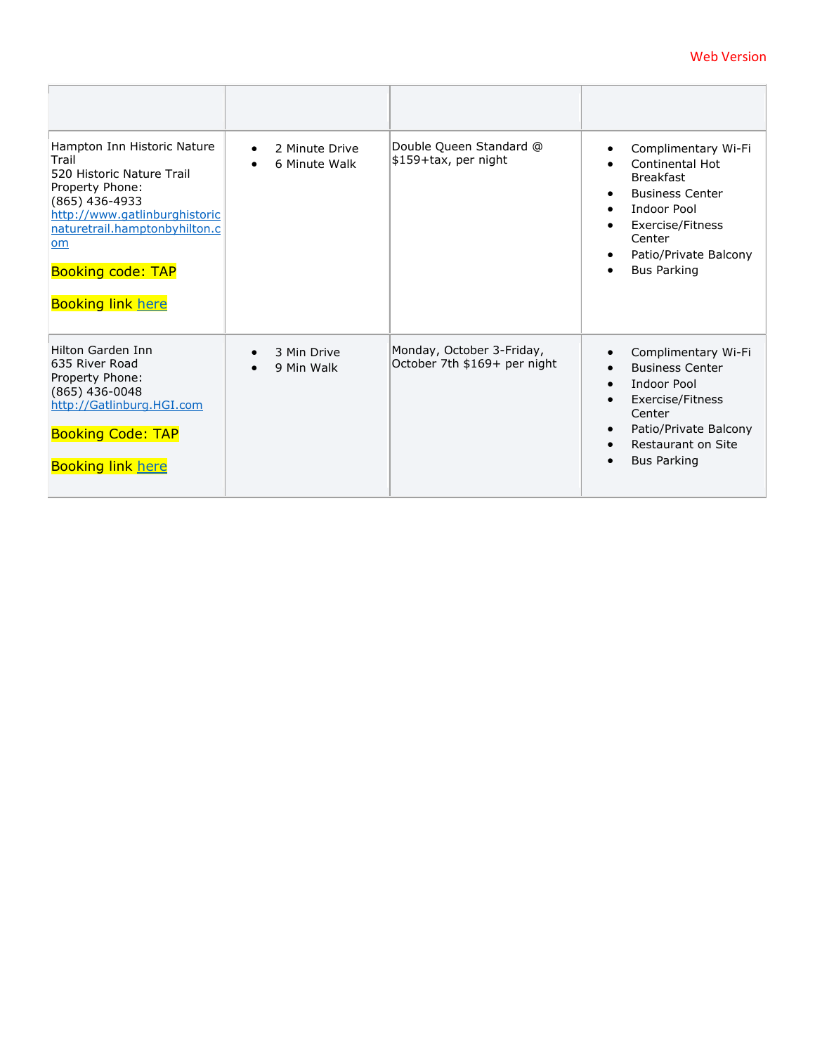Web Version

| | | | |
|---|---|---|---|
| Hampton Inn Historic Nature Trail<br>520 Historic Nature Trail<br>Property Phone:<br>(865) 436-4933<br>http://www.gatlinburghistoricnaturetrail.hamptonbyhilton.com<br><br>Booking code: TAP<br><br>Booking link here | • 2 Minute Drive<br>• 6 Minute Walk | Double Queen Standard @ $159+tax, per night | • Complimentary Wi-Fi<br>• Continental Hot Breakfast<br>• Business Center<br>• Indoor Pool<br>• Exercise/Fitness Center<br>• Patio/Private Balcony<br>• Bus Parking |
| Hilton Garden Inn<br>635 River Road<br>Property Phone:<br>(865) 436-0048<br>http://Gatlinburg.HGI.com<br><br>Booking Code: TAP<br><br>Booking link here | • 3 Min Drive<br>• 9 Min Walk | Monday, October 3-Friday, October 7th $169+ per night | • Complimentary Wi-Fi<br>• Business Center<br>• Indoor Pool<br>• Exercise/Fitness Center<br>• Patio/Private Balcony<br>• Restaurant on Site<br>• Bus Parking |